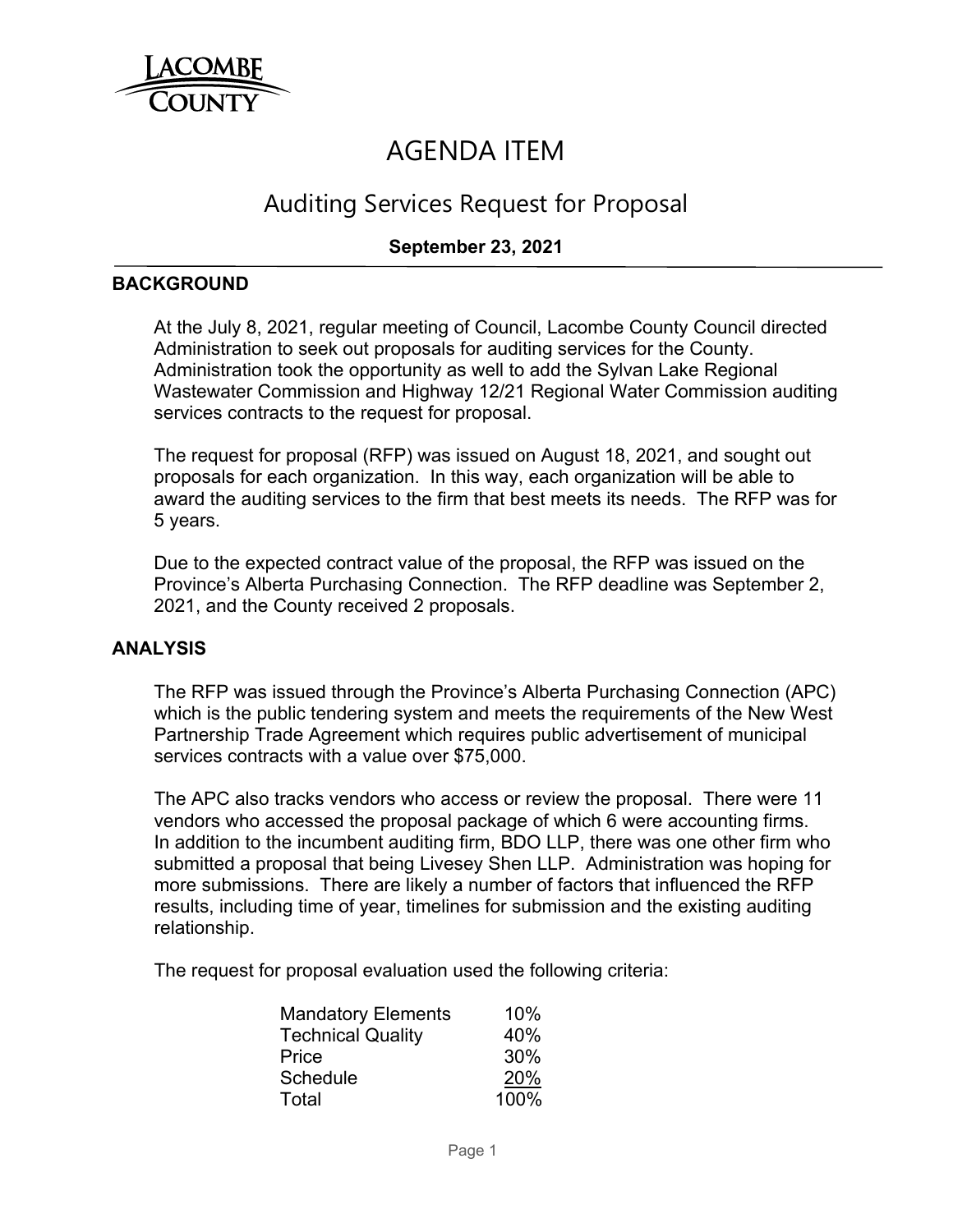LACOMBE COUNTY

# AGENDA ITEM

## Auditing Services Request for Proposal

**September 23, 2021**

### BACKGROUND

At the July 8, 2021, regular meeting of Council, Lacombe County Council directed Administration to seek out proposals for auditing services for the County. Administration took the opportunity as well to add the Sylvan Lake Regional Wastewater Commission and Highway 12/21 Regional Water Commission auditing services contracts to the request for proposal.

The request for proposal (RFP) was issued on August 18, 2021, and sought out proposals for each organization. In this way, each organization will be able to award the auditing services to the firm that best meets its needs. The RFP was for 5 years.

Due to the expected contract value of the proposal, the RFP was issued on the Province's Alberta Purchasing Connection. The RFP deadline was September 2, 2021, and the County received 2 proposals.

### ANALYSIS

The RFP was issued through the Province's Alberta Purchasing Connection (APC) which is the public tendering system and meets the requirements of the New West Partnership Trade Agreement which requires public advertisement of municipal services contracts with a value over $75,000.

The APC also tracks vendors who access or review the proposal. There were 11 vendors who accessed the proposal package of which 6 were accounting firms. In addition to the incumbent auditing firm, BDO LLP, there was one other firm who submitted a proposal that being Livesey Shen LLP. Administration was hoping for more submissions. There are likely a number of factors that influenced the RFP results, including time of year, timelines for submission and the existing auditing relationship.

The request for proposal evaluation used the following criteria:

| Criteria | Weight |
|---|---|
| Mandatory Elements | 10% |
| Technical Quality | 40% |
| Price | 30% |
| Schedule | 20% |
| Total | 100% |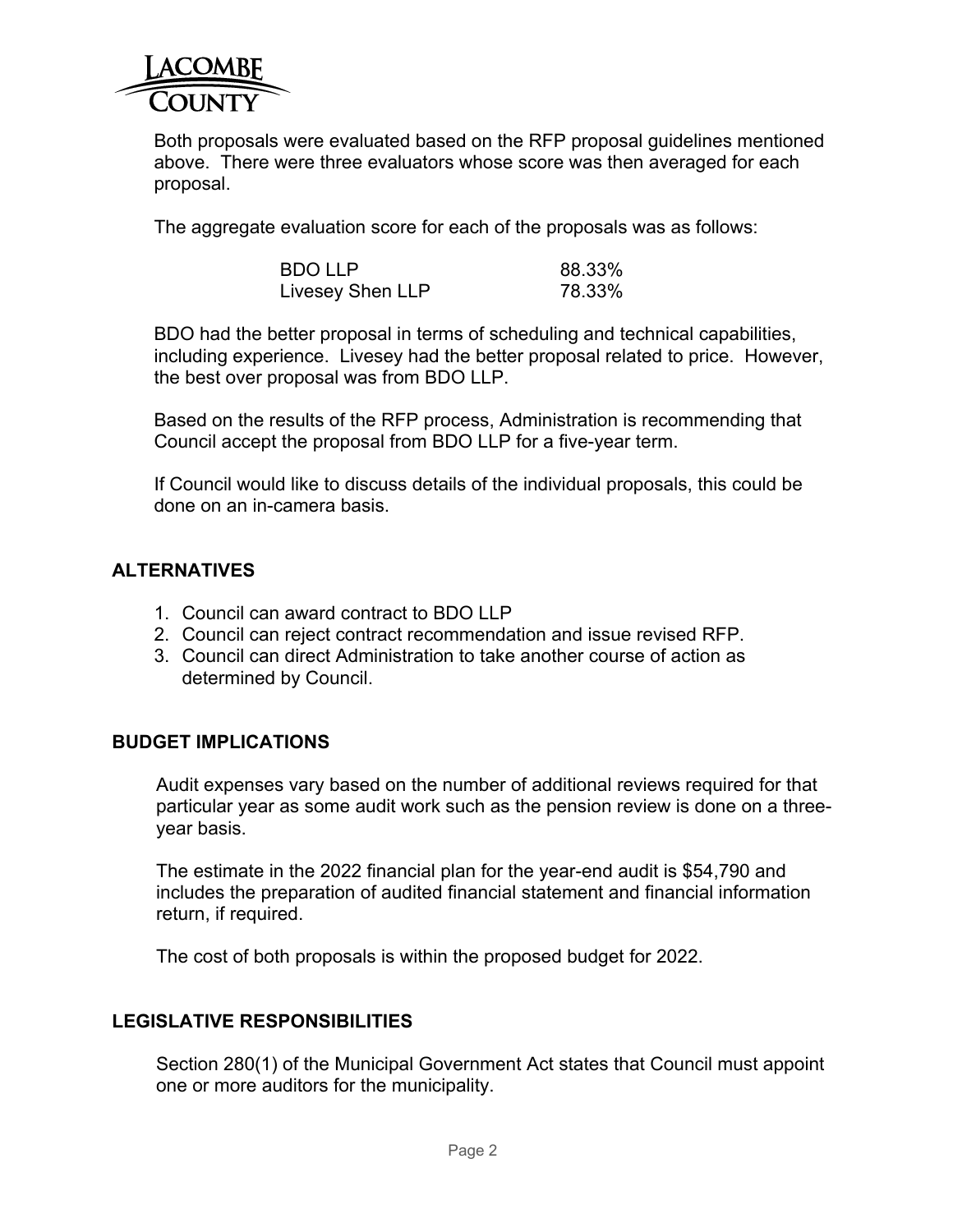Both proposals were evaluated based on the RFP proposal guidelines mentioned above. There were three evaluators whose score was then averaged for each proposal.

The aggregate evaluation score for each of the proposals was as follows:

| | |
|---|---|
| BDO LLP | 88.33% |
| Livesey Shen LLP | 78.33% |

BDO had the better proposal in terms of scheduling and technical capabilities, including experience. Livesey had the better proposal related to price. However, the best over proposal was from BDO LLP.

Based on the results of the RFP process, Administration is recommending that Council accept the proposal from BDO LLP for a five-year term.

If Council would like to discuss details of the individual proposals, this could be done on an in-camera basis.

## ALTERNATIVES

1. Council can award contract to BDO LLP
2. Council can reject contract recommendation and issue revised RFP.
3. Council can direct Administration to take another course of action as determined by Council.

## BUDGET IMPLICATIONS

Audit expenses vary based on the number of additional reviews required for that particular year as some audit work such as the pension review is done on a three-year basis.

The estimate in the 2022 financial plan for the year-end audit is $54,790 and includes the preparation of audited financial statement and financial information return, if required.

The cost of both proposals is within the proposed budget for 2022.

## LEGISLATIVE RESPONSIBILITIES

Section 280(1) of the Municipal Government Act states that Council must appoint one or more auditors for the municipality.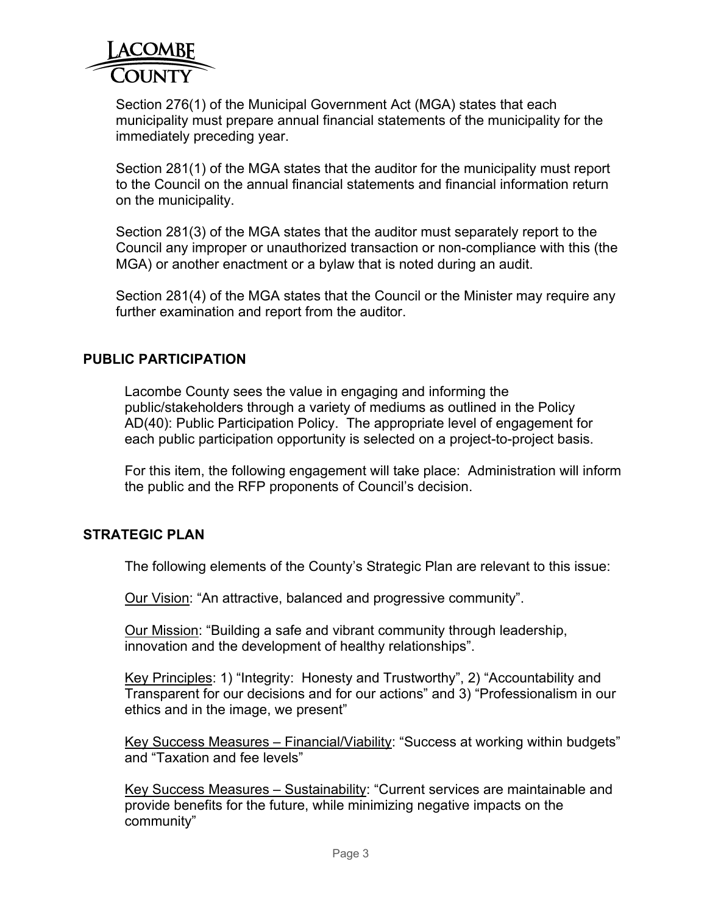Section 276(1) of the Municipal Government Act (MGA) states that each municipality must prepare annual financial statements of the municipality for the immediately preceding year.

Section 281(1) of the MGA states that the auditor for the municipality must report to the Council on the annual financial statements and financial information return on the municipality.

Section 281(3) of the MGA states that the auditor must separately report to the Council any improper or unauthorized transaction or non-compliance with this (the MGA) or another enactment or a bylaw that is noted during an audit.

Section 281(4) of the MGA states that the Council or the Minister may require any further examination and report from the auditor.

## PUBLIC PARTICIPATION

Lacombe County sees the value in engaging and informing the public/stakeholders through a variety of mediums as outlined in the Policy AD(40): Public Participation Policy. The appropriate level of engagement for each public participation opportunity is selected on a project-to-project basis.

For this item, the following engagement will take place: Administration will inform the public and the RFP proponents of Council's decision.

## STRATEGIC PLAN

The following elements of the County's Strategic Plan are relevant to this issue:

Our Vision: "An attractive, balanced and progressive community".

Our Mission: "Building a safe and vibrant community through leadership, innovation and the development of healthy relationships".

Key Principles: 1) "Integrity: Honesty and Trustworthy", 2) "Accountability and Transparent for our decisions and for our actions" and 3) "Professionalism in our ethics and in the image, we present"

Key Success Measures – Financial/Viability: "Success at working within budgets" and "Taxation and fee levels"

Key Success Measures – Sustainability: "Current services are maintainable and provide benefits for the future, while minimizing negative impacts on the community"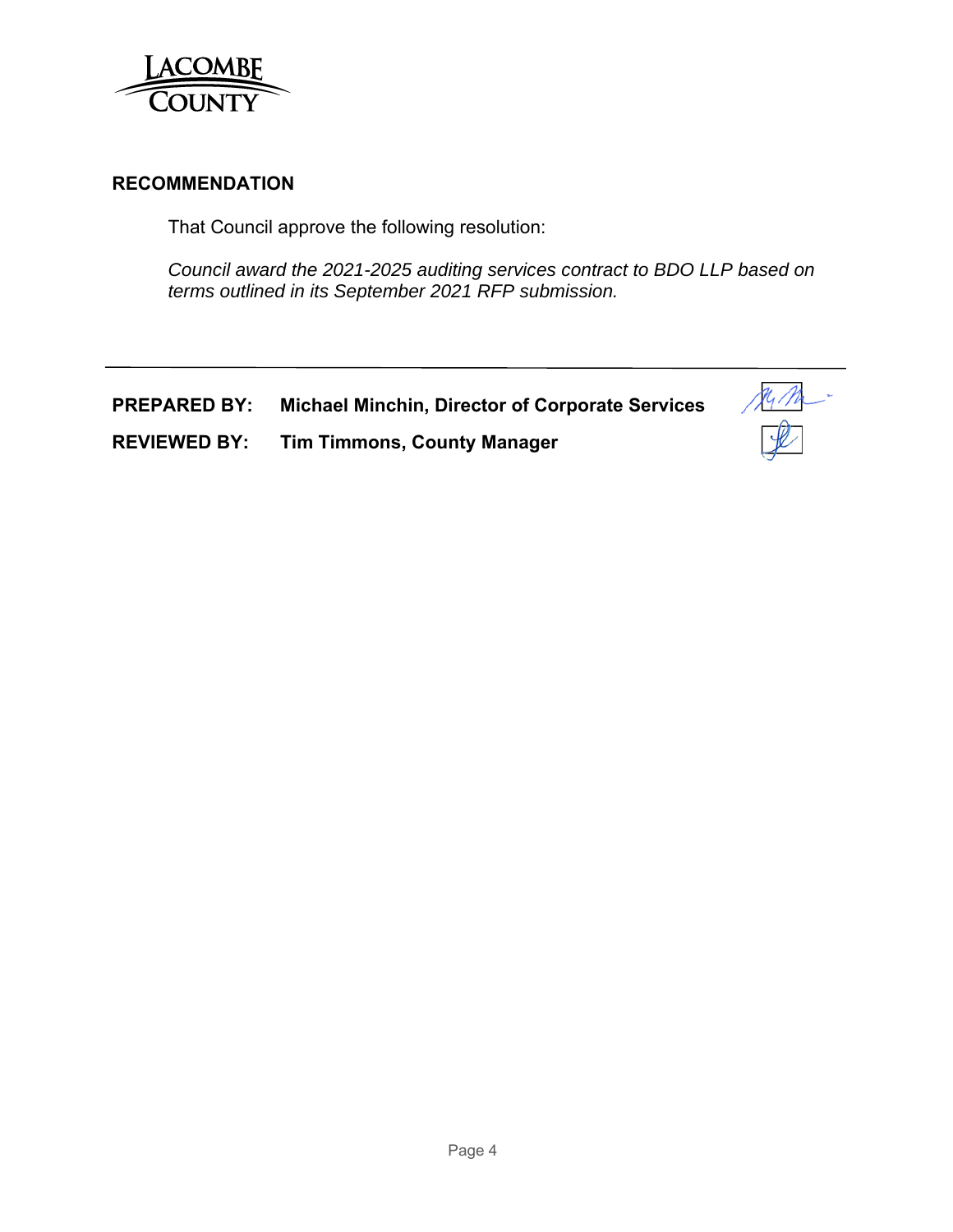LACOMBE COUNTY

## RECOMMENDATION

That Council approve the following resolution:

*Council award the 2021-2025 auditing services contract to BDO LLP based on terms outlined in its September 2021 RFP submission.*

---

**PREPARED BY:** **Michael Minchin, Director of Corporate Services**

**REVIEWED BY:** **Tim Timmons, County Manager**